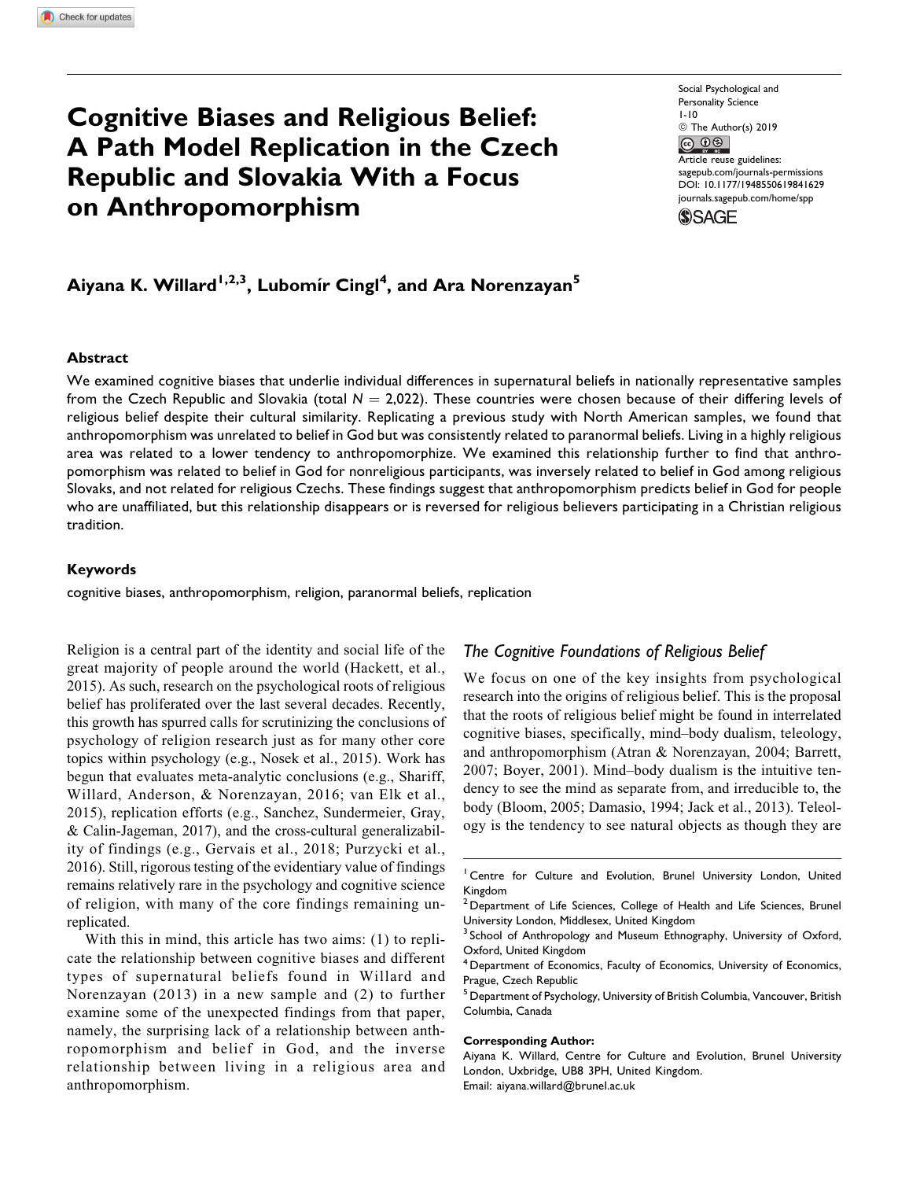# Cognitive Biases and Religious Belief: A Path Model Replication in the Czech Republic and Slovakia With a Focus on Anthropomorphism

Social Psychological and Personality Science
1-10
© The Author(s) 2019
Article reuse guidelines: sagepub.com/journals-permissions
DOI: 10.1177/1948550619841629
journals.sagepub.com/home/spp

**Aiyana K. Willard[1,2,3], Lubomír Cingl[4], and Ara Norenzayan[5]**

## Abstract

We examined cognitive biases that underlie individual differences in supernatural beliefs in nationally representative samples from the Czech Republic and Slovakia (total $N = 2{,}022$). These countries were chosen because of their differing levels of religious belief despite their cultural similarity. Replicating a previous study with North American samples, we found that anthropomorphism was unrelated to belief in God but was consistently related to paranormal beliefs. Living in a highly religious area was related to a lower tendency to anthropomorphize. We examined this relationship further to find that anthropomorphism was related to belief in God for nonreligious participants, was inversely related to belief in God among religious Slovaks, and not related for religious Czechs. These findings suggest that anthropomorphism predicts belief in God for people who are unaffiliated, but this relationship disappears or is reversed for religious believers participating in a Christian religious tradition.

### Keywords

cognitive biases, anthropomorphism, religion, paranormal beliefs, replication

Religion is a central part of the identity and social life of the great majority of people around the world (Hackett, et al., 2015). As such, research on the psychological roots of religious belief has proliferated over the last several decades. Recently, this growth has spurred calls for scrutinizing the conclusions of psychology of religion research just as for many other core topics within psychology (e.g., Nosek et al., 2015). Work has begun that evaluates meta-analytic conclusions (e.g., Shariff, Willard, Anderson, & Norenzayan, 2016; van Elk et al., 2015), replication efforts (e.g., Sanchez, Sundermeier, Gray, & Calin-Jageman, 2017), and the cross-cultural generalizability of findings (e.g., Gervais et al., 2018; Purzycki et al., 2016). Still, rigorous testing of the evidentiary value of findings remains relatively rare in the psychology and cognitive science of religion, with many of the core findings remaining unreplicated.

With this in mind, this article has two aims: (1) to replicate the relationship between cognitive biases and different types of supernatural beliefs found in Willard and Norenzayan (2013) in a new sample and (2) to further examine some of the unexpected findings from that paper, namely, the surprising lack of a relationship between anthropomorphism and belief in God, and the inverse relationship between living in a religious area and anthropomorphism.

## *The Cognitive Foundations of Religious Belief*

We focus on one of the key insights from psychological research into the origins of religious belief. This is the proposal that the roots of religious belief might be found in interrelated cognitive biases, specifically, mind–body dualism, teleology, and anthropomorphism (Atran & Norenzayan, 2004; Barrett, 2007; Boyer, 2001). Mind–body dualism is the intuitive tendency to see the mind as separate from, and irreducible to, the body (Bloom, 2005; Damasio, 1994; Jack et al., 2013). Teleology is the tendency to see natural objects as though they are

---

[1] Centre for Culture and Evolution, Brunel University London, United Kingdom
[2] Department of Life Sciences, College of Health and Life Sciences, Brunel University London, Middlesex, United Kingdom
[3] School of Anthropology and Museum Ethnography, University of Oxford, Oxford, United Kingdom
[4] Department of Economics, Faculty of Economics, University of Economics, Prague, Czech Republic
[5] Department of Psychology, University of British Columbia, Vancouver, British Columbia, Canada

**Corresponding Author:**
Aiyana K. Willard, Centre for Culture and Evolution, Brunel University London, Uxbridge, UB8 3PH, United Kingdom.
Email: aiyana.willard@brunel.ac.uk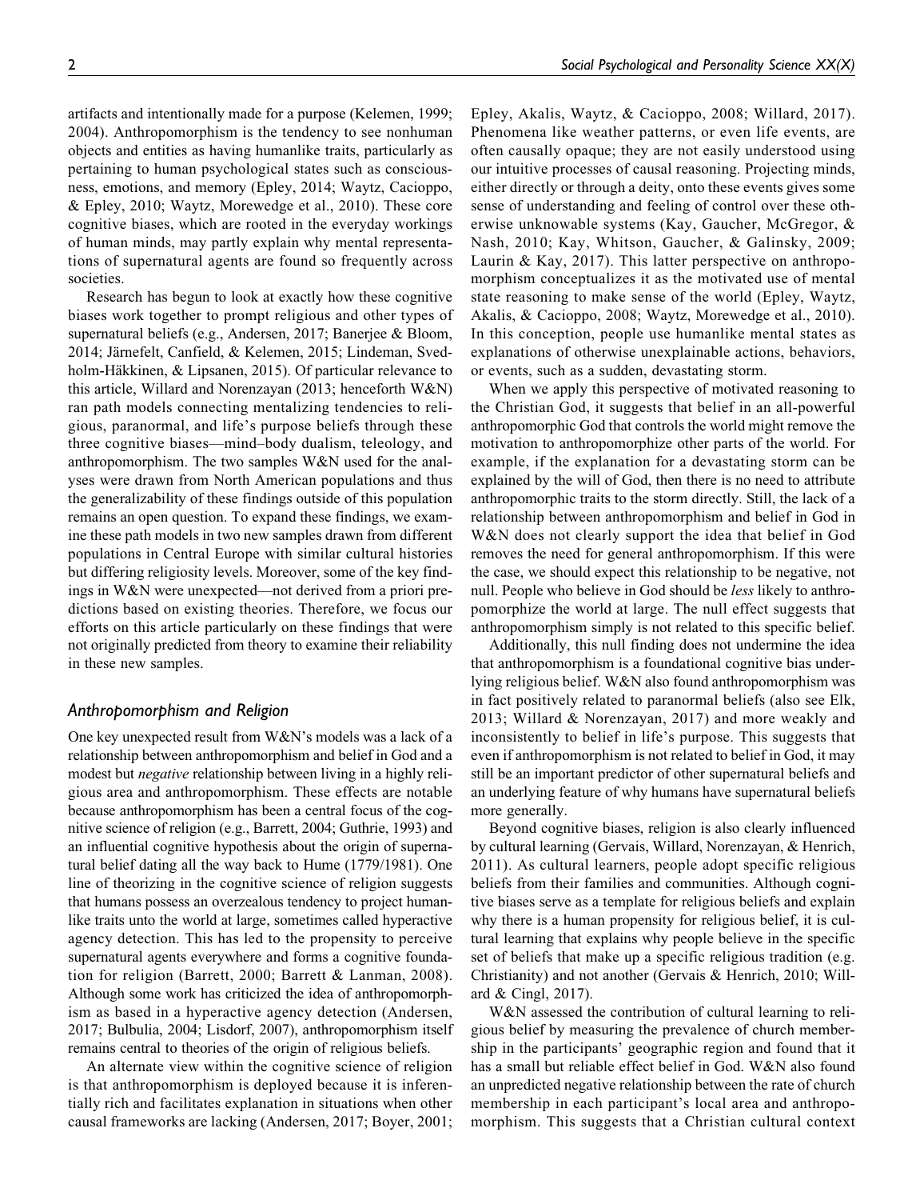artifacts and intentionally made for a purpose (Kelemen, 1999; 2004). Anthropomorphism is the tendency to see nonhuman objects and entities as having humanlike traits, particularly as pertaining to human psychological states such as consciousness, emotions, and memory (Epley, 2014; Waytz, Cacioppo, & Epley, 2010; Waytz, Morewedge et al., 2010). These core cognitive biases, which are rooted in the everyday workings of human minds, may partly explain why mental representations of supernatural agents are found so frequently across societies.

Research has begun to look at exactly how these cognitive biases work together to prompt religious and other types of supernatural beliefs (e.g., Andersen, 2017; Banerjee & Bloom, 2014; Järnefelt, Canfield, & Kelemen, 2015; Lindeman, Svedholm-Häkkinen, & Lipsanen, 2015). Of particular relevance to this article, Willard and Norenzayan (2013; henceforth W&N) ran path models connecting mentalizing tendencies to religious, paranormal, and life's purpose beliefs through these three cognitive biases—mind–body dualism, teleology, and anthropomorphism. The two samples W&N used for the analyses were drawn from North American populations and thus the generalizability of these findings outside of this population remains an open question. To expand these findings, we examine these path models in two new samples drawn from different populations in Central Europe with similar cultural histories but differing religiosity levels. Moreover, some of the key findings in W&N were unexpected—not derived from a priori predictions based on existing theories. Therefore, we focus our efforts on this article particularly on these findings that were not originally predicted from theory to examine their reliability in these new samples.

## Anthropomorphism and Religion

One key unexpected result from W&N's models was a lack of a relationship between anthropomorphism and belief in God and a modest but *negative* relationship between living in a highly religious area and anthropomorphism. These effects are notable because anthropomorphism has been a central focus of the cognitive science of religion (e.g., Barrett, 2004; Guthrie, 1993) and an influential cognitive hypothesis about the origin of supernatural belief dating all the way back to Hume (1779/1981). One line of theorizing in the cognitive science of religion suggests that humans possess an overzealous tendency to project humanlike traits unto the world at large, sometimes called hyperactive agency detection. This has led to the propensity to perceive supernatural agents everywhere and forms a cognitive foundation for religion (Barrett, 2000; Barrett & Lanman, 2008). Although some work has criticized the idea of anthropomorphism as based in a hyperactive agency detection (Andersen, 2017; Bulbulia, 2004; Lisdorf, 2007), anthropomorphism itself remains central to theories of the origin of religious beliefs.

An alternate view within the cognitive science of religion is that anthropomorphism is deployed because it is inferentially rich and facilitates explanation in situations when other causal frameworks are lacking (Andersen, 2017; Boyer, 2001; Epley, Akalis, Waytz, & Cacioppo, 2008; Willard, 2017). Phenomena like weather patterns, or even life events, are often causally opaque; they are not easily understood using our intuitive processes of causal reasoning. Projecting minds, either directly or through a deity, onto these events gives some sense of understanding and feeling of control over these otherwise unknowable systems (Kay, Gaucher, McGregor, & Nash, 2010; Kay, Whitson, Gaucher, & Galinsky, 2009; Laurin & Kay, 2017). This latter perspective on anthropomorphism conceptualizes it as the motivated use of mental state reasoning to make sense of the world (Epley, Waytz, Akalis, & Cacioppo, 2008; Waytz, Morewedge et al., 2010). In this conception, people use humanlike mental states as explanations of otherwise unexplainable actions, behaviors, or events, such as a sudden, devastating storm.

When we apply this perspective of motivated reasoning to the Christian God, it suggests that belief in an all-powerful anthropomorphic God that controls the world might remove the motivation to anthropomorphize other parts of the world. For example, if the explanation for a devastating storm can be explained by the will of God, then there is no need to attribute anthropomorphic traits to the storm directly. Still, the lack of a relationship between anthropomorphism and belief in God in W&N does not clearly support the idea that belief in God removes the need for general anthropomorphism. If this were the case, we should expect this relationship to be negative, not null. People who believe in God should be *less* likely to anthropomorphize the world at large. The null effect suggests that anthropomorphism simply is not related to this specific belief.

Additionally, this null finding does not undermine the idea that anthropomorphism is a foundational cognitive bias underlying religious belief. W&N also found anthropomorphism was in fact positively related to paranormal beliefs (also see Elk, 2013; Willard & Norenzayan, 2017) and more weakly and inconsistently to belief in life's purpose. This suggests that even if anthropomorphism is not related to belief in God, it may still be an important predictor of other supernatural beliefs and an underlying feature of why humans have supernatural beliefs more generally.

Beyond cognitive biases, religion is also clearly influenced by cultural learning (Gervais, Willard, Norenzayan, & Henrich, 2011). As cultural learners, people adopt specific religious beliefs from their families and communities. Although cognitive biases serve as a template for religious beliefs and explain why there is a human propensity for religious belief, it is cultural learning that explains why people believe in the specific set of beliefs that make up a specific religious tradition (e.g. Christianity) and not another (Gervais & Henrich, 2010; Willard & Cingl, 2017).

W&N assessed the contribution of cultural learning to religious belief by measuring the prevalence of church membership in the participants' geographic region and found that it has a small but reliable effect belief in God. W&N also found an unpredicted negative relationship between the rate of church membership in each participant's local area and anthropomorphism. This suggests that a Christian cultural context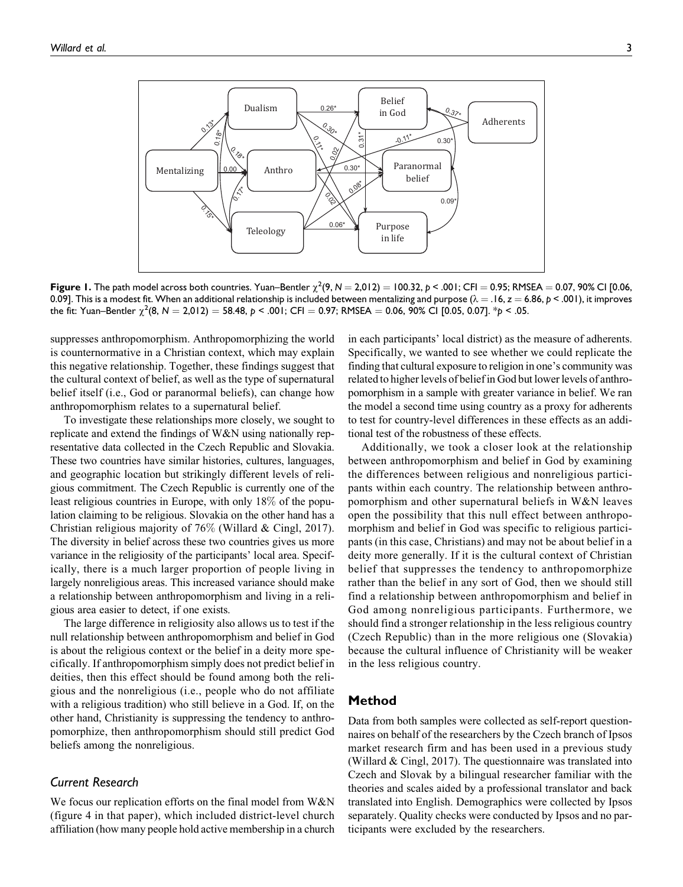**Figure 1.** The path model across both countries. Yuan–Bentler $\chi^2(9, N = 2,012) = 100.32$, $p < .001$; CFI = 0.95; RMSEA = 0.07, 90% CI [0.06, 0.09]. This is a modest fit. When an additional relationship is included between mentalizing and purpose ($\lambda = .16$, $z = 6.86$, $p < .001$), it improves the fit: Yuan–Bentler $\chi^2(8, N = 2,012) = 58.48$, $p < .001$; CFI = 0.97; RMSEA = 0.06, 90% CI [0.05, 0.07]. *$p < .05$.

suppresses anthropomorphism. Anthropomorphizing the world is counternormative in a Christian context, which may explain this negative relationship. Together, these findings suggest that the cultural context of belief, as well as the type of supernatural belief itself (i.e., God or paranormal beliefs), can change how anthropomorphism relates to a supernatural belief.

To investigate these relationships more closely, we sought to replicate and extend the findings of W&N using nationally representative data collected in the Czech Republic and Slovakia. These two countries have similar histories, cultures, languages, and geographic location but strikingly different levels of religious commitment. The Czech Republic is currently one of the least religious countries in Europe, with only 18% of the population claiming to be religious. Slovakia on the other hand has a Christian religious majority of 76% (Willard & Cingl, 2017). The diversity in belief across these two countries gives us more variance in the religiosity of the participants' local area. Specifically, there is a much larger proportion of people living in largely nonreligious areas. This increased variance should make a relationship between anthropomorphism and living in a religious area easier to detect, if one exists.

The large difference in religiosity also allows us to test if the null relationship between anthropomorphism and belief in God is about the religious context or the belief in a deity more specifically. If anthropomorphism simply does not predict belief in deities, then this effect should be found among both the religious and the nonreligious (i.e., people who do not affiliate with a religious tradition) who still believe in a God. If, on the other hand, Christianity is suppressing the tendency to anthropomorphize, then anthropomorphism should still predict God beliefs among the nonreligious.

### Current Research

We focus our replication efforts on the final model from W&N (figure 4 in that paper), which included district-level church affiliation (how many people hold active membership in a church in each participants' local district) as the measure of adherents. Specifically, we wanted to see whether we could replicate the finding that cultural exposure to religion in one's community was related to higher levels of belief in God but lower levels of anthropomorphism in a sample with greater variance in belief. We ran the model a second time using country as a proxy for adherents to test for country-level differences in these effects as an additional test of the robustness of these effects.

Additionally, we took a closer look at the relationship between anthropomorphism and belief in God by examining the differences between religious and nonreligious participants within each country. The relationship between anthropomorphism and other supernatural beliefs in W&N leaves open the possibility that this null effect between anthropomorphism and belief in God was specific to religious participants (in this case, Christians) and may not be about belief in a deity more generally. If it is the cultural context of Christian belief that suppresses the tendency to anthropomorphize rather than the belief in any sort of God, then we should still find a relationship between anthropomorphism and belief in God among nonreligious participants. Furthermore, we should find a stronger relationship in the less religious country (Czech Republic) than in the more religious one (Slovakia) because the cultural influence of Christianity will be weaker in the less religious country.

## Method

Data from both samples were collected as self-report questionnaires on behalf of the researchers by the Czech branch of Ipsos market research firm and has been used in a previous study (Willard & Cingl, 2017). The questionnaire was translated into Czech and Slovak by a bilingual researcher familiar with the theories and scales aided by a professional translator and back translated into English. Demographics were collected by Ipsos separately. Quality checks were conducted by Ipsos and no participants were excluded by the researchers.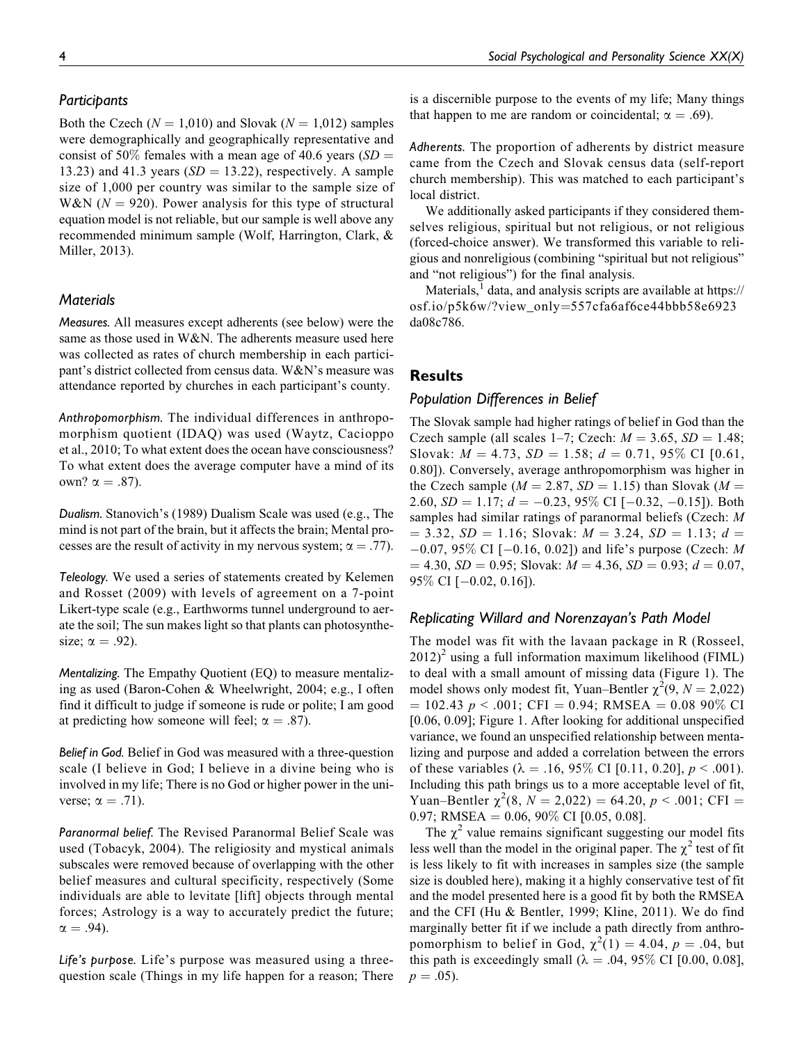### Participants

Both the Czech ($N = 1{,}010$) and Slovak ($N = 1{,}012$) samples were demographically and geographically representative and consist of 50% females with a mean age of 40.6 years ($SD = 13.23$) and 41.3 years ($SD = 13.22$), respectively. A sample size of 1,000 per country was similar to the sample size of W&N ($N = 920$). Power analysis for this type of structural equation model is not reliable, but our sample is well above any recommended minimum sample (Wolf, Harrington, Clark, & Miller, 2013).

### Materials

*Measures.* All measures except adherents (see below) were the same as those used in W&N. The adherents measure used here was collected as rates of church membership in each participant's district collected from census data. W&N's measure was attendance reported by churches in each participant's county.

*Anthropomorphism.* The individual differences in anthropomorphism quotient (IDAQ) was used (Waytz, Cacioppo et al., 2010; To what extent does the ocean have consciousness? To what extent does the average computer have a mind of its own? $\alpha = .87$).

*Dualism.* Stanovich's (1989) Dualism Scale was used (e.g., The mind is not part of the brain, but it affects the brain; Mental processes are the result of activity in my nervous system; $\alpha = .77$).

*Teleology.* We used a series of statements created by Kelemen and Rosset (2009) with levels of agreement on a 7-point Likert-type scale (e.g., Earthworms tunnel underground to aerate the soil; The sun makes light so that plants can photosynthesize; $\alpha = .92$).

*Mentalizing.* The Empathy Quotient (EQ) to measure mentalizing as used (Baron-Cohen & Wheelwright, 2004; e.g., I often find it difficult to judge if someone is rude or polite; I am good at predicting how someone will feel; $\alpha = .87$).

*Belief in God.* Belief in God was measured with a three-question scale (I believe in God; I believe in a divine being who is involved in my life; There is no God or higher power in the universe; $\alpha = .71$).

*Paranormal belief.* The Revised Paranormal Belief Scale was used (Tobacyk, 2004). The religiosity and mystical animals subscales were removed because of overlapping with the other belief measures and cultural specificity, respectively (Some individuals are able to levitate [lift] objects through mental forces; Astrology is a way to accurately predict the future; $\alpha = .94$).

*Life's purpose.* Life's purpose was measured using a three-question scale (Things in my life happen for a reason; There is a discernible purpose to the events of my life; Many things that happen to me are random or coincidental; $\alpha = .69$).

*Adherents.* The proportion of adherents by district measure came from the Czech and Slovak census data (self-report church membership). This was matched to each participant's local district.

We additionally asked participants if they considered themselves religious, spiritual but not religious, or not religious (forced-choice answer). We transformed this variable to religious and nonreligious (combining "spiritual but not religious" and "not religious") for the final analysis.

Materials,[1] data, and analysis scripts are available at https://osf.io/p5k6w/?view_only=557cfa6af6ce44bbb58e6923da08c786.

## Results

### Population Differences in Belief

The Slovak sample had higher ratings of belief in God than the Czech sample (all scales 1–7; Czech: $M = 3.65$, $SD = 1.48$; Slovak: $M = 4.73$, $SD = 1.58$; $d = 0.71$, 95% CI [0.61, 0.80]). Conversely, average anthropomorphism was higher in the Czech sample ($M = 2.87$, $SD = 1.15$) than Slovak ($M = 2.60$, $SD = 1.17$; $d = -0.23$, 95% CI [−0.32, −0.15]). Both samples had similar ratings of paranormal beliefs (Czech: $M = 3.32$, $SD = 1.16$; Slovak: $M = 3.24$, $SD = 1.13$; $d = -0.07$, 95% CI [−0.16, 0.02]) and life's purpose (Czech: $M = 4.30$, $SD = 0.95$; Slovak: $M = 4.36$, $SD = 0.93$; $d = 0.07$, 95% CI [−0.02, 0.16]).

### Replicating Willard and Norenzayan's Path Model

The model was fit with the lavaan package in R (Rosseel, 2012)[2] using a full information maximum likelihood (FIML) to deal with a small amount of missing data (Figure 1). The model shows only modest fit, Yuan–Bentler $\chi^2(9, N = 2{,}022) = 102.43$ $p < .001$; CFI = 0.94; RMSEA = 0.08 90% CI [0.06, 0.09]; Figure 1. After looking for additional unspecified variance, we found an unspecified relationship between mentalizing and purpose and added a correlation between the errors of these variables ($\lambda = .16$, 95% CI [0.11, 0.20], $p < .001$). Including this path brings us to a more acceptable level of fit, Yuan–Bentler $\chi^2(8, N = 2{,}022) = 64.20$, $p < .001$; CFI = 0.97; RMSEA = 0.06, 90% CI [0.05, 0.08].

The $\chi^2$ value remains significant suggesting our model fits less well than the model in the original paper. The $\chi^2$ test of fit is less likely to fit with increases in samples size (the sample size is doubled here), making it a highly conservative test of fit and the model presented here is a good fit by both the RMSEA and the CFI (Hu & Bentler, 1999; Kline, 2011). We do find marginally better fit if we include a path directly from anthropomorphism to belief in God, $\chi^2(1) = 4.04$, $p = .04$, but this path is exceedingly small ($\lambda = .04$, 95% CI [0.00, 0.08], $p = .05$).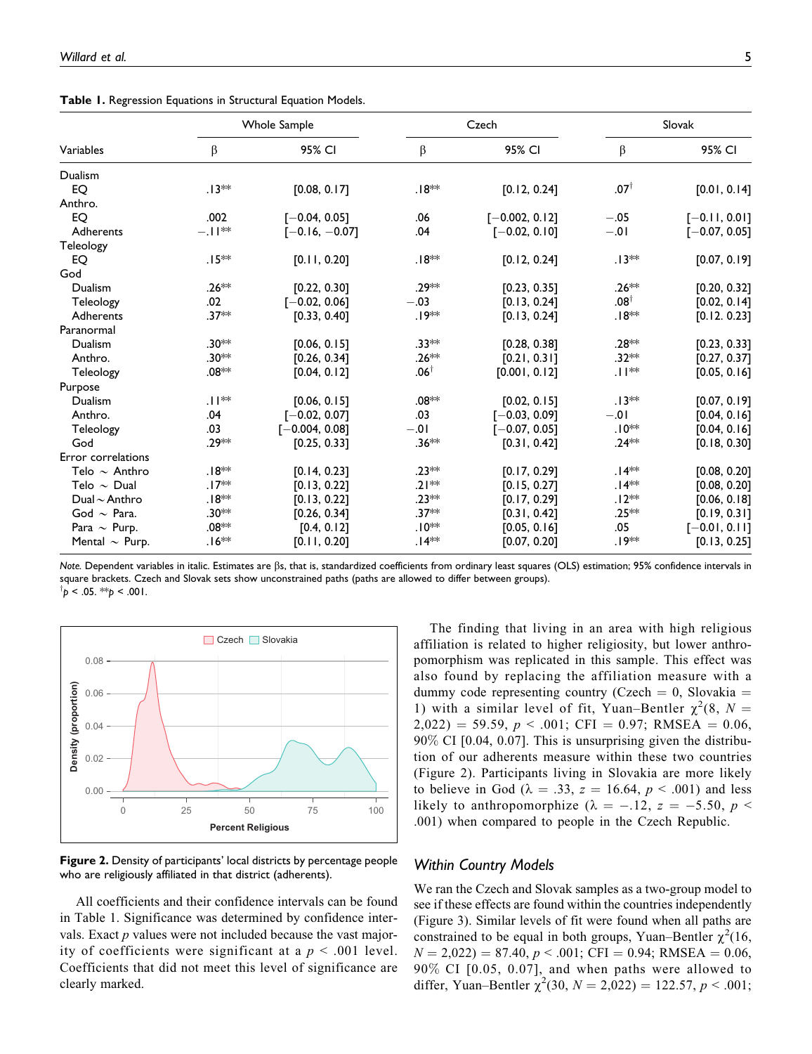**Table 1.** Regression Equations in Structural Equation Models.

| Variables | Whole Sample | | Czech | | Slovak | |
|---|---|---|---|---|---|---|
| | β | 95% CI | β | 95% CI | β | 95% CI |
| *Dualism* | | | | | | |
| EQ | .13** | [0.08, 0.17] | .18** | [0.12, 0.24] | .07† | [0.01, 0.14] |
| *Anthro.* | | | | | | |
| EQ | .002 | [−0.04, 0.05] | .06 | [−0.002, 0.12] | −.05 | [−0.11, 0.01] |
| Adherents | −.11** | [−0.16, −0.07] | .04 | [−0.02, 0.10] | −.01 | [−0.07, 0.05] |
| *Teleology* | | | | | | |
| EQ | .15** | [0.11, 0.20] | .18** | [0.12, 0.24] | .13** | [0.07, 0.19] |
| *God* | | | | | | |
| Dualism | .26** | [0.22, 0.30] | .29** | [0.23, 0.35] | .26** | [0.20, 0.32] |
| Teleology | .02 | [−0.02, 0.06] | −.03 | [0.13, 0.24] | .08† | [0.02, 0.14] |
| Adherents | .37** | [0.33, 0.40] | .19** | [0.13, 0.24] | .18** | [0.12. 0.23] |
| *Paranormal* | | | | | | |
| Dualism | .30** | [0.06, 0.15] | .33** | [0.28, 0.38] | .28** | [0.23, 0.33] |
| Anthro. | .30** | [0.26, 0.34] | .26** | [0.21, 0.31] | .32** | [0.27, 0.37] |
| Teleology | .08** | [0.04, 0.12] | .06† | [0.001, 0.12] | .11** | [0.05, 0.16] |
| *Purpose* | | | | | | |
| Dualism | .11** | [0.06, 0.15] | .08** | [0.02, 0.15] | .13** | [0.07, 0.19] |
| Anthro. | .04 | [−0.02, 0.07] | .03 | [−0.03, 0.09] | −.01 | [0.04, 0.16] |
| Teleology | .03 | [−0.004, 0.08] | −.01 | [−0.07, 0.05] | .10** | [0.04, 0.16] |
| God | .29** | [0.25, 0.33] | .36** | [0.31, 0.42] | .24** | [0.18, 0.30] |
| Error correlations | | | | | | |
| Telo ∼ Anthro | .18** | [0.14, 0.23] | .23** | [0.17, 0.29] | .14** | [0.08, 0.20] |
| Telo ∼ Dual | .17** | [0.13, 0.22] | .21** | [0.15, 0.27] | .14** | [0.08, 0.20] |
| Dual ∼ Anthro | .18** | [0.13, 0.22] | .23** | [0.17, 0.29] | .12** | [0.06, 0.18] |
| God ∼ Para. | .30** | [0.26, 0.34] | .37** | [0.31, 0.42] | .25** | [0.19, 0.31] |
| Para ∼ Purp. | .08** | [0.4, 0.12] | .10** | [0.05, 0.16] | .05 | [−0.01, 0.11] |
| Mental ∼ Purp. | .16** | [0.11, 0.20] | .14** | [0.07, 0.20] | .19** | [0.13, 0.25] |

*Note.* Dependent variables in italic. Estimates are βs, that is, standardized coefficients from ordinary least squares (OLS) estimation; 95% confidence intervals in square brackets. Czech and Slovak sets show unconstrained paths (paths are allowed to differ between groups).
†$p < .05$. **$p < .001$.

**Figure 2.** Density of participants' local districts by percentage people who are religiously affiliated in that district (adherents).

All coefficients and their confidence intervals can be found in Table 1. Significance was determined by confidence intervals. Exact $p$ values were not included because the vast majority of coefficients were significant at a $p < .001$ level. Coefficients that did not meet this level of significance are clearly marked.

The finding that living in an area with high religious affiliation is related to higher religiosity, but lower anthropomorphism was replicated in this sample. This effect was also found by replacing the affiliation measure with a dummy code representing country (Czech = 0, Slovakia = 1) with a similar level of fit, Yuan–Bentler $\chi^2(8, N = 2{,}022) = 59.59$, $p < .001$; CFI = 0.97; RMSEA = 0.06, 90% CI [0.04, 0.07]. This is unsurprising given the distribution of our adherents measure within these two countries (Figure 2). Participants living in Slovakia are more likely to believe in God ($\lambda = .33$, $z = 16.64$, $p < .001$) and less likely to anthropomorphize ($\lambda = -.12$, $z = -5.50$, $p < .001$) when compared to people in the Czech Republic.

## *Within Country Models*

We ran the Czech and Slovak samples as a two-group model to see if these effects are found within the countries independently (Figure 3). Similar levels of fit were found when all paths are constrained to be equal in both groups, Yuan–Bentler $\chi^2(16, N = 2{,}022) = 87.40$, $p < .001$; CFI = 0.94; RMSEA = 0.06, 90% CI [0.05, 0.07], and when paths were allowed to differ, Yuan–Bentler $\chi^2(30, N = 2{,}022) = 122.57$, $p < .001$;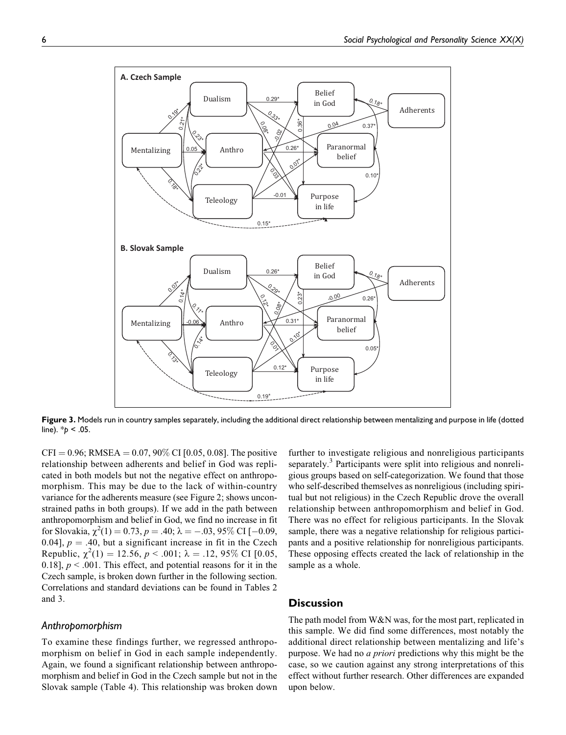**Figure 3.** Models run in country samples separately, including the additional direct relationship between mentalizing and purpose in life (dotted line). *$p$ < .05.

CFI = 0.96; RMSEA = 0.07, 90% CI [0.05, 0.08]. The positive relationship between adherents and belief in God was replicated in both models but not the negative effect on anthropomorphism. This may be due to the lack of within-country variance for the adherents measure (see Figure 2; shows unconstrained paths in both groups). If we add in the path between anthropomorphism and belief in God, we find no increase in fit for Slovakia, $\chi^2(1) = 0.73$, $p = .40$; $\lambda = -.03$, 95% CI [−0.09, 0.04], $p = .40$, but a significant increase in fit in the Czech Republic, $\chi^2(1) = 12.56$, $p < .001$; $\lambda = .12$, 95% CI [0.05, 0.18], $p < .001$. This effect, and potential reasons for it in the Czech sample, is broken down further in the following section. Correlations and standard deviations can be found in Tables 2 and 3.

### Anthropomorphism

To examine these findings further, we regressed anthropomorphism on belief in God in each sample independently. Again, we found a significant relationship between anthropomorphism and belief in God in the Czech sample but not in the Slovak sample (Table 4). This relationship was broken down further to investigate religious and nonreligious participants separately.[3] Participants were split into religious and nonreligious groups based on self-categorization. We found that those who self-described themselves as nonreligious (including spiritual but not religious) in the Czech Republic drove the overall relationship between anthropomorphism and belief in God. There was no effect for religious participants. In the Slovak sample, there was a negative relationship for religious participants and a positive relationship for nonreligious participants. These opposing effects created the lack of relationship in the sample as a whole.

## Discussion

The path model from W&N was, for the most part, replicated in this sample. We did find some differences, most notably the additional direct relationship between mentalizing and life's purpose. We had no *a priori* predictions why this might be the case, so we caution against any strong interpretations of this effect without further research. Other differences are expanded upon below.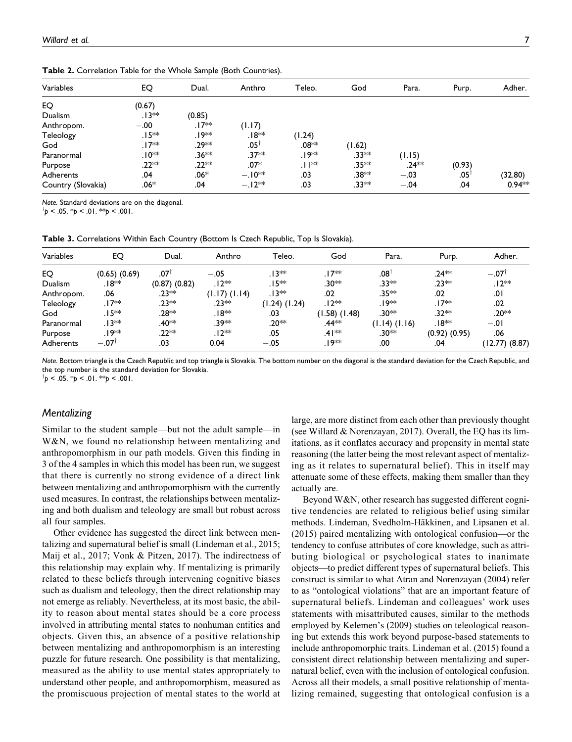**Table 2.** Correlation Table for the Whole Sample (Both Countries).

| Variables | EQ | Dual. | Anthro | Teleo. | God | Para. | Purp. | Adher. |
|---|---|---|---|---|---|---|---|---|
| EQ | (0.67) | | | | | | | |
| Dualism | .13** | (0.85) | | | | | | |
| Anthropom. | −.00 | .17** | (1.17) | | | | | |
| Teleology | .15** | .19** | .18** | (1.24) | | | | |
| God | .17** | .29** | .05[†] | .08** | (1.62) | | | |
| Paranormal | .10** | .36** | .37** | .19** | .33** | (1.15) | | |
| Purpose | .22** | .22** | .07* | .11** | .35** | .24** | (0.93) | |
| Adherents | .04 | .06* | −.10** | .03 | .38** | −.03 | .05[†] | (32.80) |
| Country (Slovakia) | .06* | .04 | −.12** | .03 | .33** | −.04 | .04 | 0.94** |

*Note.* Standard deviations are on the diagonal.
[†]$p < .05$. *$p < .01$. **$p < .001$.

**Table 3.** Correlations Within Each Country (Bottom Is Czech Republic, Top Is Slovakia).

| Variables | EQ | Dual. | Anthro | Teleo. | God | Para. | Purp. | Adher. |
|---|---|---|---|---|---|---|---|---|
| EQ | (0.65) (0.69) | .07[†] | −.05 | .13** | .17** | .08[†] | .24** | −.07[†] |
| Dualism | .18** | (0.87) (0.82) | .12** | .15** | .30** | .33** | .23** | .12** |
| Anthropom. | .06 | .23** | (1.17) (1.14) | .13** | .02 | .35** | .02 | .01 |
| Teleology | .17** | .23** | .23** | (1.24) (1.24) | .12** | .19** | .17** | .02 |
| God | .15** | .28** | .18** | .03 | (1.58) (1.48) | .30** | .32** | .20** |
| Paranormal | .13** | .40** | .39** | .20** | .44** | (1.14) (1.16) | .18** | −.01 |
| Purpose | .19** | .22** | .12** | .05 | .41** | .30** | (0.92) (0.95) | .06 |
| Adherents | −.07[†] | .03 | 0.04 | −.05 | .19** | .00 | .04 | (12.77) (8.87) |

*Note.* Bottom triangle is the Czech Republic and top triangle is Slovakia. The bottom number on the diagonal is the standard deviation for the Czech Republic, and the top number is the standard deviation for Slovakia.
[†]$p < .05$. *$p < .01$. **$p < .001$.

### Mentalizing

Similar to the student sample—but not the adult sample—in W&N, we found no relationship between mentalizing and anthropomorphism in our path models. Given this finding in 3 of the 4 samples in which this model has been run, we suggest that there is currently no strong evidence of a direct link between mentalizing and anthropomorphism with the currently used measures. In contrast, the relationships between mentalizing and both dualism and teleology are small but robust across all four samples.

Other evidence has suggested the direct link between mentalizing and supernatural belief is small (Lindeman et al., 2015; Maij et al., 2017; Vonk & Pitzen, 2017). The indirectness of this relationship may explain why. If mentalizing is primarily related to these beliefs through intervening cognitive biases such as dualism and teleology, then the direct relationship may not emerge as reliably. Nevertheless, at its most basic, the ability to reason about mental states should be a core process involved in attributing mental states to nonhuman entities and objects. Given this, an absence of a positive relationship between mentalizing and anthropomorphism is an interesting puzzle for future research. One possibility is that mentalizing, measured as the ability to use mental states appropriately to understand other people, and anthropomorphism, measured as the promiscuous projection of mental states to the world at large, are more distinct from each other than previously thought (see Willard & Norenzayan, 2017). Overall, the EQ has its limitations, as it conflates accuracy and propensity in mental state reasoning (the latter being the most relevant aspect of mentalizing as it relates to supernatural belief). This in itself may attenuate some of these effects, making them smaller than they actually are.

Beyond W&N, other research has suggested different cognitive tendencies are related to religious belief using similar methods. Lindeman, Svedholm-Häkkinen, and Lipsanen et al. (2015) paired mentalizing with ontological confusion—or the tendency to confuse attributes of core knowledge, such as attributing biological or psychological states to inanimate objects—to predict different types of supernatural beliefs. This construct is similar to what Atran and Norenzayan (2004) refer to as "ontological violations" that are an important feature of supernatural beliefs. Lindeman and colleagues' work uses statements with misattributed causes, similar to the methods employed by Kelemen's (2009) studies on teleological reasoning but extends this work beyond purpose-based statements to include anthropomorphic traits. Lindeman et al. (2015) found a consistent direct relationship between mentalizing and supernatural belief, even with the inclusion of ontological confusion. Across all their models, a small positive relationship of mentalizing remained, suggesting that ontological confusion is a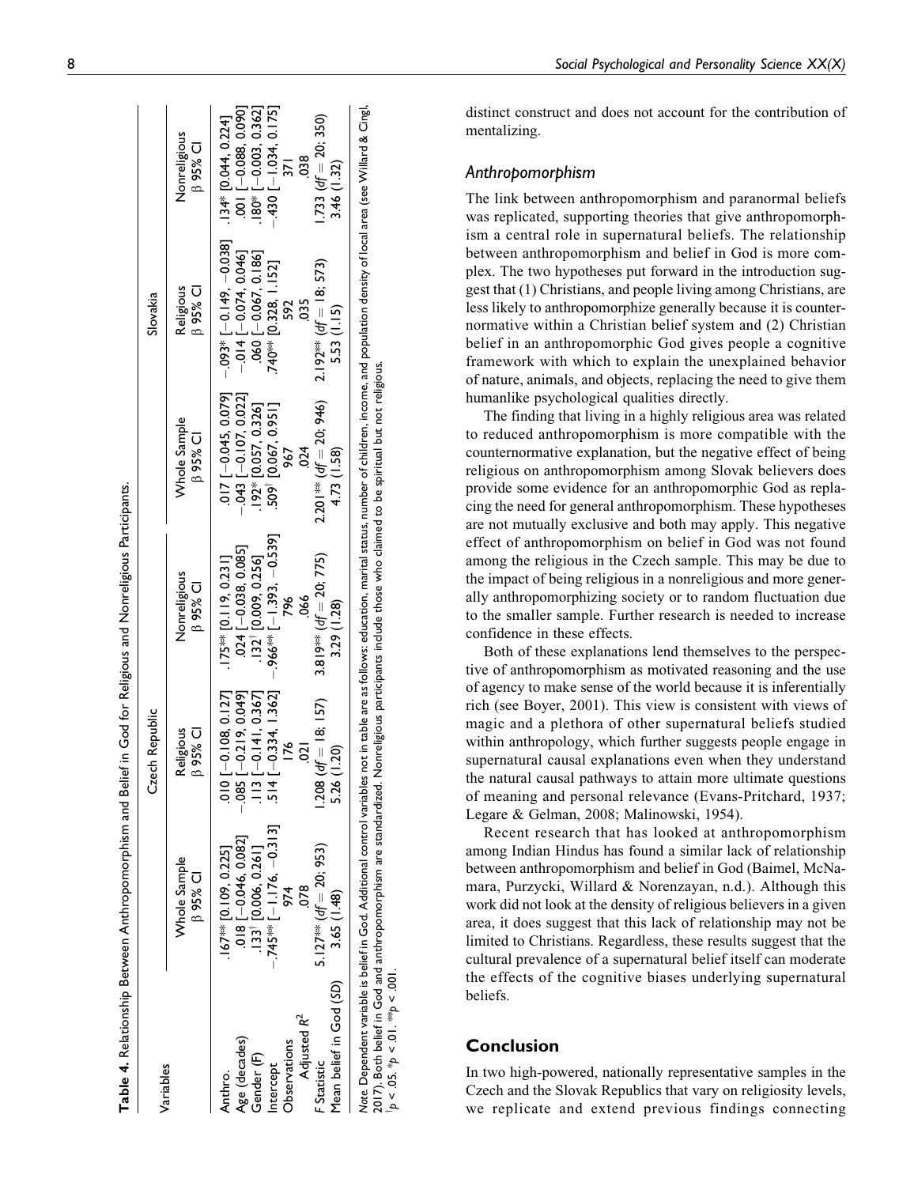**Table 4.** Relationship Between Anthropomorphism and Belief in God for Religious and Nonreligious Participants.

| Variables | Czech Republic | | | Slovakia | | |
|---|---|---|---|---|---|---|
| | Whole Sample β 95% CI | Religious β 95% CI | Nonreligious β 95% CI | Whole Sample β 95% CI | Religious β 95% CI | Nonreligious β 95% CI |
| Anthro. | .167** [0.109, 0.225] | .010 [−0.108, 0.127] | .175** [0.119, 0.231] | .017 [−0.045, 0.079] | −.093* [−0.149, −0.038] | .134* [0.044, 0.224] |
| Age (decades) | .018 [−0.046, 0.082] | −.085 [−0.219, 0.049] | .024 [−0.038, 0.085] | −.043 [−0.107, 0.022] | −.014 [−0.074, 0.046] | .001 [−0.088, 0.090] |
| Gender (F) | .133† [0.006, 0.261] | .113 [−0.141, 0.367] | .132† [0.009, 0.256] | .192* [0.057, 0.326] | .060 [−0.067, 0.186] | .180* [−0.003, 0.362] |
| Intercept | −.745** [−1.176, −0.313] | .514 [−0.334, 1.362] | −.966** [−1.393, −0.539] | .509† [0.067, 0.951] | .740** [0.328, 1.152] | −.430 [−1.034, 0.175] |
| Observations | 974 | 176 | 796 | 967 | 592 | 371 |
| Adjusted $R^2$ | .078 | .021 | .066 | .024 | .035 | .038 |
| F Statistic | 5.127** ($df$ = 20; 953) | 1.208 ($df$ = 18; 157) | 3.819** ($df$ = 20; 775) | 2.201** ($df$ = 20; 946) | 2.192** ($df$ = 18; 573) | 1.733 ($df$ = 20; 350) |
| Mean belief in God (SD) | 3.65 (1.48) | 5.26 (1.20) | 3.29 (1.28) | 4.73 (1.58) | 5.53 (1.15) | 3.46 (1.32) |

*Note.* Dependent variable is belief in God. Additional control variables not in table are as follows: education, marital status, number of children, income, and population density of local area (see Willard & Cingl, 2017). Both belief in God and anthropomorphism are standardized. Nonreligious participants include those who claimed to be spiritual but not religious.
†$p$ < .05. *$p$ < .01. **$p$ < .001.

distinct construct and does not account for the contribution of mentalizing.

### *Anthropomorphism*

The link between anthropomorphism and paranormal beliefs was replicated, supporting theories that give anthropomorphism a central role in supernatural beliefs. The relationship between anthropomorphism and belief in God is more complex. The two hypotheses put forward in the introduction suggest that (1) Christians, and people living among Christians, are less likely to anthropomorphize generally because it is counternormative within a Christian belief system and (2) Christian belief in an anthropomorphic God gives people a cognitive framework with which to explain the unexplained behavior of nature, animals, and objects, replacing the need to give them humanlike psychological qualities directly.

The finding that living in a highly religious area was related to reduced anthropomorphism is more compatible with the counternormative explanation, but the negative effect of being religious on anthropomorphism among Slovak believers does provide some evidence for an anthropomorphic God as replacing the need for general anthropomorphism. These hypotheses are not mutually exclusive and both may apply. This negative effect of anthropomorphism on belief in God was not found among the religious in the Czech sample. This may be due to the impact of being religious in a nonreligious and more generally anthropomorphizing society or to random fluctuation due to the smaller sample. Further research is needed to increase confidence in these effects.

Both of these explanations lend themselves to the perspective of anthropomorphism as motivated reasoning and the use of agency to make sense of the world because it is inferentially rich (see Boyer, 2001). This view is consistent with views of magic and a plethora of other supernatural beliefs studied within anthropology, which further suggests people engage in supernatural causal explanations even when they understand the natural causal pathways to attain more ultimate questions of meaning and personal relevance (Evans-Pritchard, 1937; Legare & Gelman, 2008; Malinowski, 1954).

Recent research that has looked at anthropomorphism among Indian Hindus has found a similar lack of relationship between anthropomorphism and belief in God (Baimel, McNamara, Purzycki, Willard & Norenzayan, n.d.). Although this work did not look at the density of religious believers in a given area, it does suggest that this lack of relationship may not be limited to Christians. Regardless, these results suggest that the cultural prevalence of a supernatural belief itself can moderate the effects of the cognitive biases underlying supernatural beliefs.

## Conclusion

In two high-powered, nationally representative samples in the Czech and the Slovak Republics that vary on religiosity levels, we replicate and extend previous findings connecting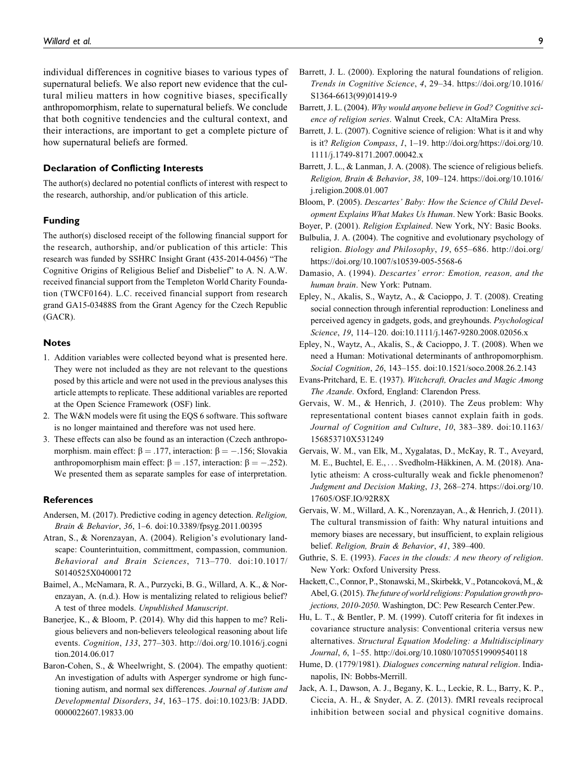individual differences in cognitive biases to various types of supernatural beliefs. We also report new evidence that the cultural milieu matters in how cognitive biases, specifically anthropomorphism, relate to supernatural beliefs. We conclude that both cognitive tendencies and the cultural context, and their interactions, are important to get a complete picture of how supernatural beliefs are formed.

### Declaration of Conflicting Interests

The author(s) declared no potential conflicts of interest with respect to the research, authorship, and/or publication of this article.

### Funding

The author(s) disclosed receipt of the following financial support for the research, authorship, and/or publication of this article: This research was funded by SSHRC Insight Grant (435-2014-0456) "The Cognitive Origins of Religious Belief and Disbelief" to A. N. A.W. received financial support from the Templeton World Charity Foundation (TWCF0164). L.C. received financial support from research grand GA15-03488S from the Grant Agency for the Czech Republic (GACR).

### Notes

1. Addition variables were collected beyond what is presented here. They were not included as they are not relevant to the questions posed by this article and were not used in the previous analyses this article attempts to replicate. These additional variables are reported at the Open Science Framework (OSF) link.
2. The W&N models were fit using the EQS 6 software. This software is no longer maintained and therefore was not used here.
3. These effects can also be found as an interaction (Czech anthropomorphism. main effect: $\beta = .177$, interaction: $\beta = -.156$; Slovakia anthropomorphism main effect: $\beta = .157$, interaction: $\beta = -.252$). We presented them as separate samples for ease of interpretation.

### References

Andersen, M. (2017). Predictive coding in agency detection. *Religion, Brain & Behavior*, *36*, 1–6. doi:10.3389/fpsyg.2011.00395

Atran, S., & Norenzayan, A. (2004). Religion's evolutionary landscape: Counterintuition, committment, compassion, communion. *Behavioral and Brain Sciences*, 713–770. doi:10.1017/S0140525X04000172

Baimel, A., McNamara, R. A., Purzycki, B. G., Willard, A. K., & Norenzayan, A. (n.d.). How is mentalizing related to religious belief? A test of three models. *Unpublished Manuscript*.

Banerjee, K., & Bloom, P. (2014). Why did this happen to me? Religious believers and non-believers teleological reasoning about life events. *Cognition*, *133*, 277–303. http://doi.org/10.1016/j.cognition.2014.06.017

Baron-Cohen, S., & Wheelwright, S. (2004). The empathy quotient: An investigation of adults with Asperger syndrome or high functioning autism, and normal sex differences. *Journal of Autism and Developmental Disorders*, *34*, 163–175. doi:10.1023/B: JADD.0000022607.19833.00

Barrett, J. L. (2000). Exploring the natural foundations of religion. *Trends in Cognitive Science*, *4*, 29–34. https://doi.org/10.1016/S1364-6613(99)01419-9

Barrett, J. L. (2004). *Why would anyone believe in God? Cognitive science of religion series*. Walnut Creek, CA: AltaMira Press.

Barrett, J. L. (2007). Cognitive science of religion: What is it and why is it? *Religion Compass*, *1*, 1–19. http://doi.org/https://doi.org/10.1111/j.1749-8171.2007.00042.x

Barrett, J. L., & Lanman, J. A. (2008). The science of religious beliefs. *Religion, Brain & Behavior*, *38*, 109–124. https://doi.org/10.1016/j.religion.2008.01.007

Bloom, P. (2005). *Descartes' Baby: How the Science of Child Development Explains What Makes Us Human*. New York: Basic Books.

Boyer, P. (2001). *Religion Explained*. New York, NY: Basic Books.

Bulbulia, J. A. (2004). The cognitive and evolutionary psychology of religion. *Biology and Philosophy*, *19*, 655–686. http://doi.org/https://doi.org/10.1007/s10539-005-5568-6

Damasio, A. (1994). *Descartes' error: Emotion, reason, and the human brain*. New York: Putnam.

Epley, N., Akalis, S., Waytz, A., & Cacioppo, J. T. (2008). Creating social connection through inferential reproduction: Loneliness and perceived agency in gadgets, gods, and greyhounds. *Psychological Science*, *19*, 114–120. doi:10.1111/j.1467-9280.2008.02056.x

Epley, N., Waytz, A., Akalis, S., & Cacioppo, J. T. (2008). When we need a Human: Motivational determinants of anthropomorphism. *Social Cognition*, *26*, 143–155. doi:10.1521/soco.2008.26.2.143

Evans-Pritchard, E. E. (1937). *Witchcraft, Oracles and Magic Among The Azande*. Oxford, England: Clarendon Press.

Gervais, W. M., & Henrich, J. (2010). The Zeus problem: Why representational content biases cannot explain faith in gods. *Journal of Cognition and Culture*, *10*, 383–389. doi:10.1163/156853710X531249

Gervais, W. M., van Elk, M., Xygalatas, D., McKay, R. T., Aveyard, M. E., Buchtel, E. E., . . . Svedholm-Häkkinen, A. M. (2018). Analytic atheism: A cross-culturally weak and fickle phenomenon? *Judgment and Decision Making*, *13*, 268–274. https://doi.org/10.17605/OSF.IO/92R8X

Gervais, W. M., Willard, A. K., Norenzayan, A., & Henrich, J. (2011). The cultural transmission of faith: Why natural intuitions and memory biases are necessary, but insufficient, to explain religious belief. *Religion, Brain & Behavior*, *41*, 389–400.

Guthrie, S. E. (1993). *Faces in the clouds: A new theory of religion*. New York: Oxford University Press.

Hackett, C., Connor, P., Stonawski, M., Skirbekk, V., Potancoková, M., & Abel, G. (2015). *The future of world religions: Population growth projections, 2010-2050*. Washington, DC: Pew Research Center.Pew.

Hu, L. T., & Bentler, P. M. (1999). Cutoff criteria for fit indexes in covariance structure analysis: Conventional criteria versus new alternatives. *Structural Equation Modeling: a Multidisciplinary Journal*, *6*, 1–55. http://doi.org/10.1080/10705519909540118

Hume, D. (1779/1981). *Dialogues concerning natural religion*. Indianapolis, IN: Bobbs-Merrill.

Jack, A. I., Dawson, A. J., Begany, K. L., Leckie, R. L., Barry, K. P., Ciccia, A. H., & Snyder, A. Z. (2013). fMRI reveals reciprocal inhibition between social and physical cognitive domains.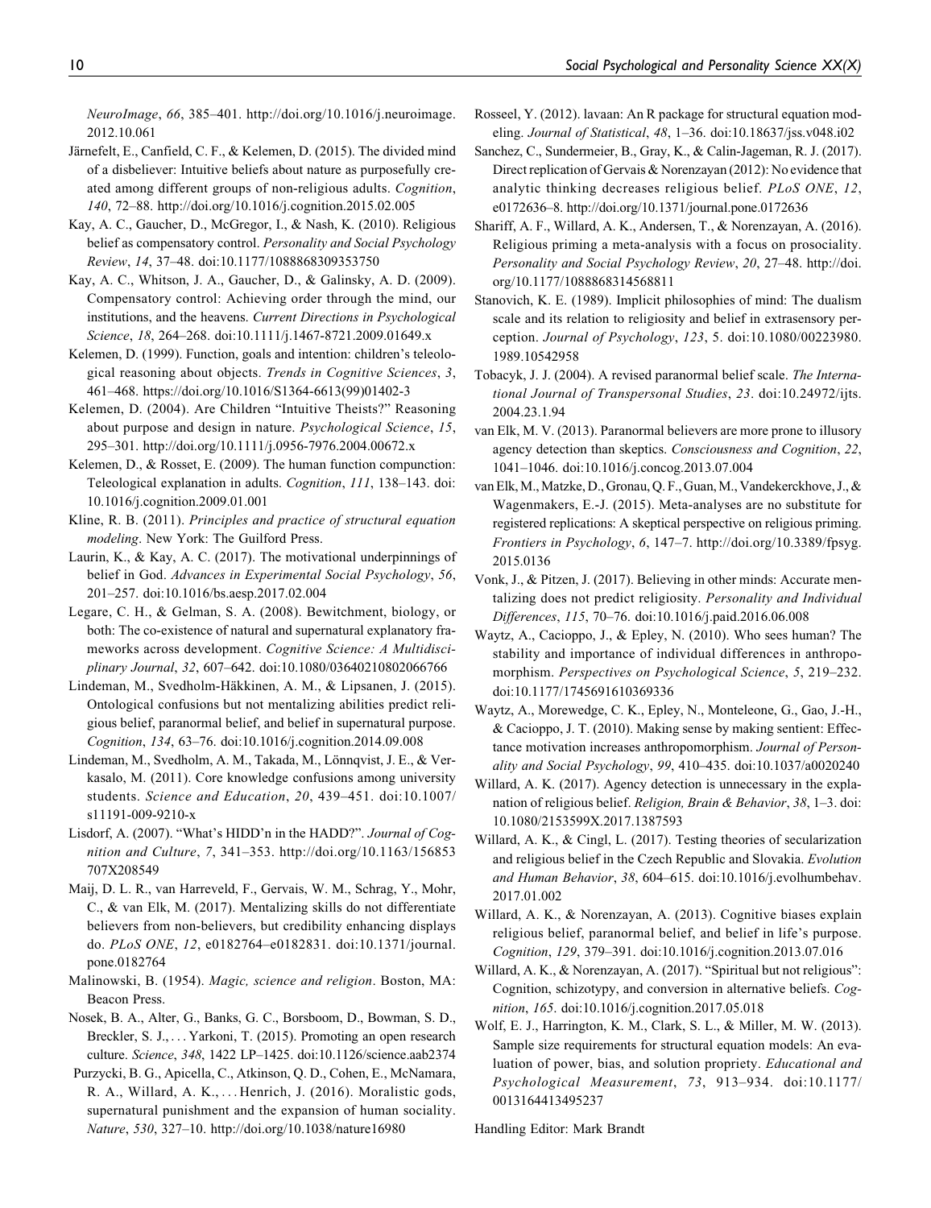*NeuroImage*, *66*, 385–401. http://doi.org/10.1016/j.neuroimage.2012.10.061

Järnefelt, E., Canfield, C. F., & Kelemen, D. (2015). The divided mind of a disbeliever: Intuitive beliefs about nature as purposefully created among different groups of non-religious adults. *Cognition*, *140*, 72–88. http://doi.org/10.1016/j.cognition.2015.02.005

Kay, A. C., Gaucher, D., McGregor, I., & Nash, K. (2010). Religious belief as compensatory control. *Personality and Social Psychology Review*, *14*, 37–48. doi:10.1177/1088868309353750

Kay, A. C., Whitson, J. A., Gaucher, D., & Galinsky, A. D. (2009). Compensatory control: Achieving order through the mind, our institutions, and the heavens. *Current Directions in Psychological Science*, *18*, 264–268. doi:10.1111/j.1467-8721.2009.01649.x

Kelemen, D. (1999). Function, goals and intention: children's teleological reasoning about objects. *Trends in Cognitive Sciences*, *3*, 461–468. https://doi.org/10.1016/S1364-6613(99)01402-3

Kelemen, D. (2004). Are Children "Intuitive Theists?" Reasoning about purpose and design in nature. *Psychological Science*, *15*, 295–301. http://doi.org/10.1111/j.0956-7976.2004.00672.x

Kelemen, D., & Rosset, E. (2009). The human function compunction: Teleological explanation in adults. *Cognition*, *111*, 138–143. doi:10.1016/j.cognition.2009.01.001

Kline, R. B. (2011). *Principles and practice of structural equation modeling*. New York: The Guilford Press.

Laurin, K., & Kay, A. C. (2017). The motivational underpinnings of belief in God. *Advances in Experimental Social Psychology*, *56*, 201–257. doi:10.1016/bs.aesp.2017.02.004

Legare, C. H., & Gelman, S. A. (2008). Bewitchment, biology, or both: The co-existence of natural and supernatural explanatory frameworks across development. *Cognitive Science: A Multidisciplinary Journal*, *32*, 607–642. doi:10.1080/03640210802066766

Lindeman, M., Svedholm-Häkkinen, A. M., & Lipsanen, J. (2015). Ontological confusions but not mentalizing abilities predict religious belief, paranormal belief, and belief in supernatural purpose. *Cognition*, *134*, 63–76. doi:10.1016/j.cognition.2014.09.008

Lindeman, M., Svedholm, A. M., Takada, M., Lönnqvist, J. E., & Verkasalo, M. (2011). Core knowledge confusions among university students. *Science and Education*, *20*, 439–451. doi:10.1007/s11191-009-9210-x

Lisdorf, A. (2007). "What's HIDD'n in the HADD?". *Journal of Cognition and Culture*, *7*, 341–353. http://doi.org/10.1163/156853707X208549

Maij, D. L. R., van Harreveld, F., Gervais, W. M., Schrag, Y., Mohr, C., & van Elk, M. (2017). Mentalizing skills do not differentiate believers from non-believers, but credibility enhancing displays do. *PLoS ONE*, *12*, e0182764–e0182831. doi:10.1371/journal.pone.0182764

Malinowski, B. (1954). *Magic, science and religion*. Boston, MA: Beacon Press.

Nosek, B. A., Alter, G., Banks, G. C., Borsboom, D., Bowman, S. D., Breckler, S. J., ... Yarkoni, T. (2015). Promoting an open research culture. *Science*, *348*, 1422 LP–1425. doi:10.1126/science.aab2374

Purzycki, B. G., Apicella, C., Atkinson, Q. D., Cohen, E., McNamara, R. A., Willard, A. K., ... Henrich, J. (2016). Moralistic gods, supernatural punishment and the expansion of human sociality. *Nature*, *530*, 327–10. http://doi.org/10.1038/nature16980

Rosseel, Y. (2012). lavaan: An R package for structural equation modeling. *Journal of Statistical*, *48*, 1–36. doi:10.18637/jss.v048.i02

Sanchez, C., Sundermeier, B., Gray, K., & Calin-Jageman, R. J. (2017). Direct replication of Gervais & Norenzayan (2012): No evidence that analytic thinking decreases religious belief. *PLoS ONE*, *12*, e0172636–8. http://doi.org/10.1371/journal.pone.0172636

Shariff, A. F., Willard, A. K., Andersen, T., & Norenzayan, A. (2016). Religious priming a meta-analysis with a focus on prosociality. *Personality and Social Psychology Review*, *20*, 27–48. http://doi.org/10.1177/1088868314568811

Stanovich, K. E. (1989). Implicit philosophies of mind: The dualism scale and its relation to religiosity and belief in extrasensory perception. *Journal of Psychology*, *123*, 5. doi:10.1080/00223980.1989.10542958

Tobacyk, J. J. (2004). A revised paranormal belief scale. *The International Journal of Transpersonal Studies*, *23*. doi:10.24972/ijts.2004.23.1.94

van Elk, M. V. (2013). Paranormal believers are more prone to illusory agency detection than skeptics. *Consciousness and Cognition*, *22*, 1041–1046. doi:10.1016/j.concog.2013.07.004

van Elk, M., Matzke, D., Gronau, Q. F., Guan, M., Vandekerckhove, J., & Wagenmakers, E.-J. (2015). Meta-analyses are no substitute for registered replications: A skeptical perspective on religious priming. *Frontiers in Psychology*, *6*, 147–7. http://doi.org/10.3389/fpsyg.2015.0136

Vonk, J., & Pitzen, J. (2017). Believing in other minds: Accurate mentalizing does not predict religiosity. *Personality and Individual Differences*, *115*, 70–76. doi:10.1016/j.paid.2016.06.008

Waytz, A., Cacioppo, J., & Epley, N. (2010). Who sees human? The stability and importance of individual differences in anthropomorphism. *Perspectives on Psychological Science*, *5*, 219–232. doi:10.1177/1745691610369336

Waytz, A., Morewedge, C. K., Epley, N., Monteleone, G., Gao, J.-H., & Cacioppo, J. T. (2010). Making sense by making sentient: Effectance motivation increases anthropomorphism. *Journal of Personality and Social Psychology*, *99*, 410–435. doi:10.1037/a0020240

Willard, A. K. (2017). Agency detection is unnecessary in the explanation of religious belief. *Religion, Brain & Behavior*, *38*, 1–3. doi:10.1080/2153599X.2017.1387593

Willard, A. K., & Cingl, L. (2017). Testing theories of secularization and religious belief in the Czech Republic and Slovakia. *Evolution and Human Behavior*, *38*, 604–615. doi:10.1016/j.evolhumbehav.2017.01.002

Willard, A. K., & Norenzayan, A. (2013). Cognitive biases explain religious belief, paranormal belief, and belief in life's purpose. *Cognition*, *129*, 379–391. doi:10.1016/j.cognition.2013.07.016

Willard, A. K., & Norenzayan, A. (2017). "Spiritual but not religious": Cognition, schizotypy, and conversion in alternative beliefs. *Cognition*, *165*. doi:10.1016/j.cognition.2017.05.018

Wolf, E. J., Harrington, K. M., Clark, S. L., & Miller, M. W. (2013). Sample size requirements for structural equation models: An evaluation of power, bias, and solution propriety. *Educational and Psychological Measurement*, *73*, 913–934. doi:10.1177/0013164413495237

Handling Editor: Mark Brandt